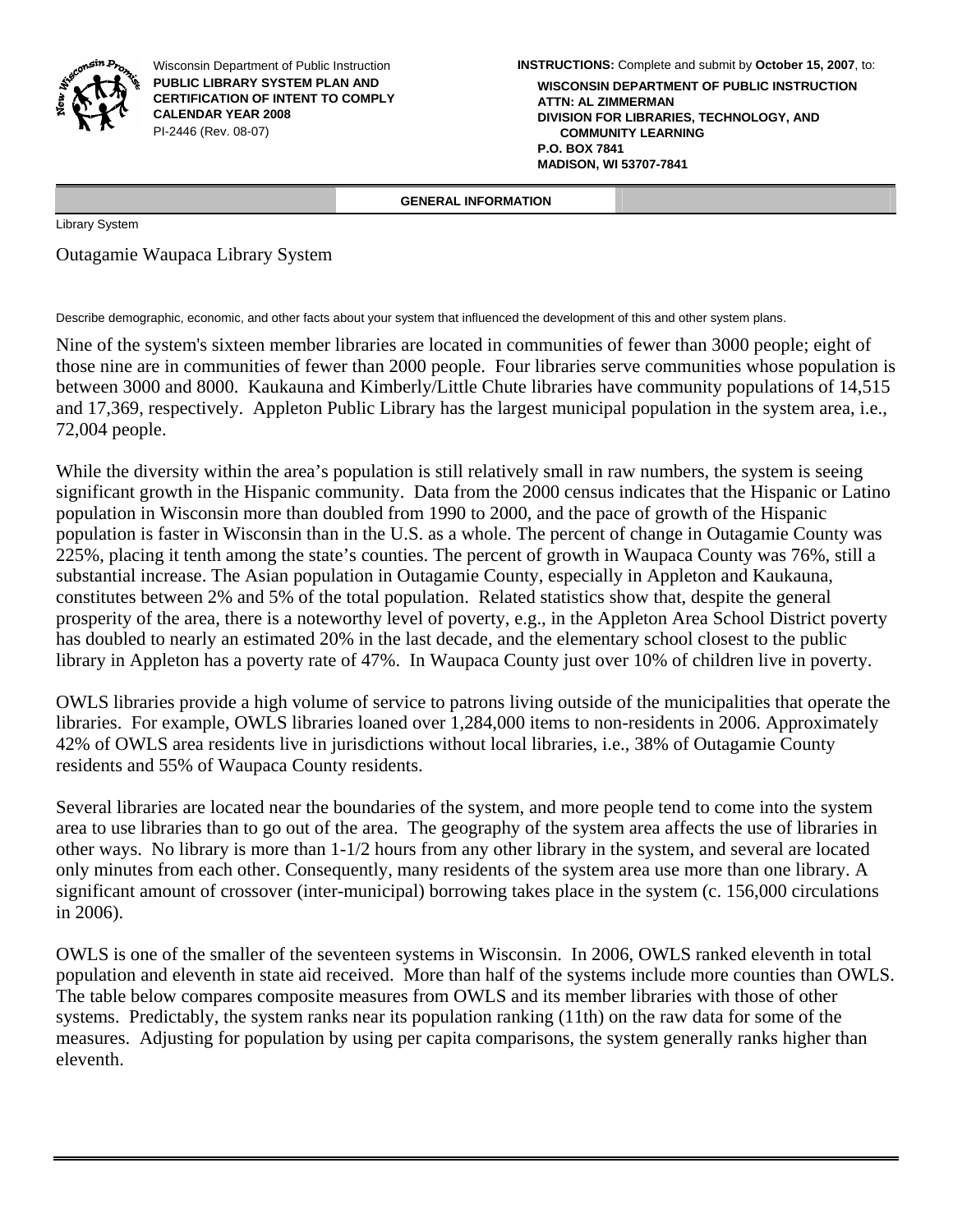Wisconsin Department of Public Instruction
**PUBLIC LIBRARY SYSTEM PLAN AND CERTIFICATION OF INTENT TO COMPLY CALENDAR YEAR 2008**
PI-2446 (Rev. 08-07)

**INSTRUCTIONS:** Complete and submit by **October 15, 2007**, to:

**WISCONSIN DEPARTMENT OF PUBLIC INSTRUCTION**
**ATTN: AL ZIMMERMAN**
**DIVISION FOR LIBRARIES, TECHNOLOGY, AND COMMUNITY LEARNING**
**P.O. BOX 7841**
**MADISON, WI 53707-7841**

## GENERAL INFORMATION

Library System

Outagamie Waupaca Library System

Describe demographic, economic, and other facts about your system that influenced the development of this and other system plans.

Nine of the system's sixteen member libraries are located in communities of fewer than 3000 people; eight of those nine are in communities of fewer than 2000 people. Four libraries serve communities whose population is between 3000 and 8000. Kaukauna and Kimberly/Little Chute libraries have community populations of 14,515 and 17,369, respectively. Appleton Public Library has the largest municipal population in the system area, i.e., 72,004 people.

While the diversity within the area's population is still relatively small in raw numbers, the system is seeing significant growth in the Hispanic community. Data from the 2000 census indicates that the Hispanic or Latino population in Wisconsin more than doubled from 1990 to 2000, and the pace of growth of the Hispanic population is faster in Wisconsin than in the U.S. as a whole. The percent of change in Outagamie County was 225%, placing it tenth among the state's counties. The percent of growth in Waupaca County was 76%, still a substantial increase. The Asian population in Outagamie County, especially in Appleton and Kaukauna, constitutes between 2% and 5% of the total population. Related statistics show that, despite the general prosperity of the area, there is a noteworthy level of poverty, e.g., in the Appleton Area School District poverty has doubled to nearly an estimated 20% in the last decade, and the elementary school closest to the public library in Appleton has a poverty rate of 47%. In Waupaca County just over 10% of children live in poverty.

OWLS libraries provide a high volume of service to patrons living outside of the municipalities that operate the libraries. For example, OWLS libraries loaned over 1,284,000 items to non-residents in 2006. Approximately 42% of OWLS area residents live in jurisdictions without local libraries, i.e., 38% of Outagamie County residents and 55% of Waupaca County residents.

Several libraries are located near the boundaries of the system, and more people tend to come into the system area to use libraries than to go out of the area. The geography of the system area affects the use of libraries in other ways. No library is more than 1-1/2 hours from any other library in the system, and several are located only minutes from each other. Consequently, many residents of the system area use more than one library. A significant amount of crossover (inter-municipal) borrowing takes place in the system (c. 156,000 circulations in 2006).

OWLS is one of the smaller of the seventeen systems in Wisconsin. In 2006, OWLS ranked eleventh in total population and eleventh in state aid received. More than half of the systems include more counties than OWLS. The table below compares composite measures from OWLS and its member libraries with those of other systems. Predictably, the system ranks near its population ranking (11th) on the raw data for some of the measures. Adjusting for population by using per capita comparisons, the system generally ranks higher than eleventh.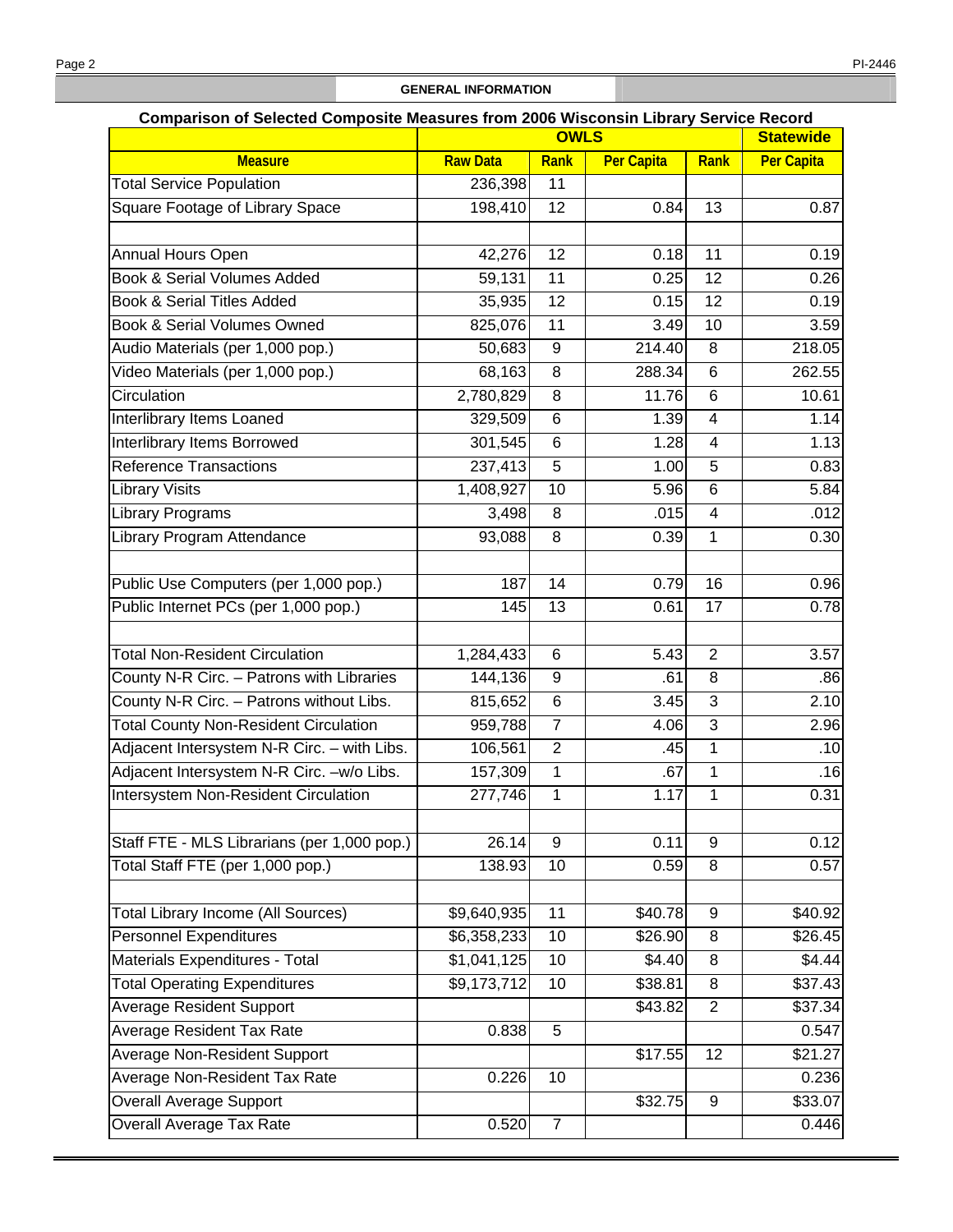## GENERAL INFORMATION

### Comparison of Selected Composite Measures from 2006 Wisconsin Library Service Record

| | OWLS | | | | Statewide |
|---|---|---|---|---|---|
| **Measure** | **Raw Data** | **Rank** | **Per Capita** | **Rank** | **Per Capita** |
| Total Service Population | 236,398 | 11 | | | |
| Square Footage of Library Space | 198,410 | 12 | 0.84 | 13 | 0.87 |
| | | | | | |
| Annual Hours Open | 42,276 | 12 | 0.18 | 11 | 0.19 |
| Book & Serial Volumes Added | 59,131 | 11 | 0.25 | 12 | 0.26 |
| Book & Serial Titles Added | 35,935 | 12 | 0.15 | 12 | 0.19 |
| Book & Serial Volumes Owned | 825,076 | 11 | 3.49 | 10 | 3.59 |
| Audio Materials (per 1,000 pop.) | 50,683 | 9 | 214.40 | 8 | 218.05 |
| Video Materials (per 1,000 pop.) | 68,163 | 8 | 288.34 | 6 | 262.55 |
| Circulation | 2,780,829 | 8 | 11.76 | 6 | 10.61 |
| Interlibrary Items Loaned | 329,509 | 6 | 1.39 | 4 | 1.14 |
| Interlibrary Items Borrowed | 301,545 | 6 | 1.28 | 4 | 1.13 |
| Reference Transactions | 237,413 | 5 | 1.00 | 5 | 0.83 |
| Library Visits | 1,408,927 | 10 | 5.96 | 6 | 5.84 |
| Library Programs | 3,498 | 8 | .015 | 4 | .012 |
| Library Program Attendance | 93,088 | 8 | 0.39 | 1 | 0.30 |
| | | | | | |
| Public Use Computers (per 1,000 pop.) | 187 | 14 | 0.79 | 16 | 0.96 |
| Public Internet PCs (per 1,000 pop.) | 145 | 13 | 0.61 | 17 | 0.78 |
| | | | | | |
| Total Non-Resident Circulation | 1,284,433 | 6 | 5.43 | 2 | 3.57 |
| County N-R Circ. – Patrons with Libraries | 144,136 | 9 | .61 | 8 | .86 |
| County N-R Circ. – Patrons without Libs. | 815,652 | 6 | 3.45 | 3 | 2.10 |
| Total County Non-Resident Circulation | 959,788 | 7 | 4.06 | 3 | 2.96 |
| Adjacent Intersystem N-R Circ. – with Libs. | 106,561 | 2 | .45 | 1 | .10 |
| Adjacent Intersystem N-R Circ. –w/o Libs. | 157,309 | 1 | .67 | 1 | .16 |
| Intersystem Non-Resident Circulation | 277,746 | 1 | 1.17 | 1 | 0.31 |
| | | | | | |
| Staff FTE - MLS Librarians (per 1,000 pop.) | 26.14 | 9 | 0.11 | 9 | 0.12 |
| Total Staff FTE (per 1,000 pop.) | 138.93 | 10 | 0.59 | 8 | 0.57 |
| | | | | | |
| Total Library Income (All Sources) | $9,640,935 | 11 | $40.78 | 9 | $40.92 |
| Personnel Expenditures | $6,358,233 | 10 | $26.90 | 8 | $26.45 |
| Materials Expenditures - Total | $1,041,125 | 10 | $4.40 | 8 | $4.44 |
| Total Operating Expenditures | $9,173,712 | 10 | $38.81 | 8 | $37.43 |
| Average Resident Support | | | $43.82 | 2 | $37.34 |
| Average Resident Tax Rate | 0.838 | 5 | | | 0.547 |
| Average Non-Resident Support | | | $17.55 | 12 | $21.27 |
| Average Non-Resident Tax Rate | 0.226 | 10 | | | 0.236 |
| Overall Average Support | | | $32.75 | 9 | $33.07 |
| Overall Average Tax Rate | 0.520 | 7 | | | 0.446 |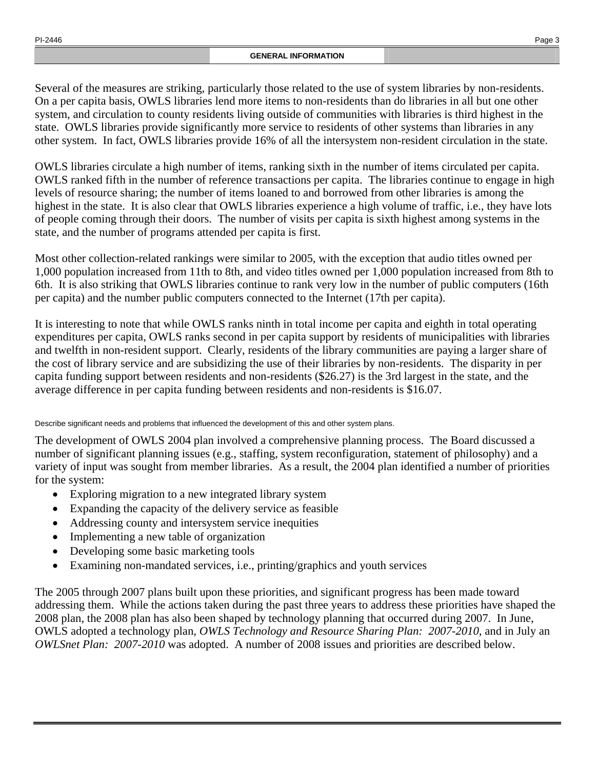## GENERAL INFORMATION

Several of the measures are striking, particularly those related to the use of system libraries by non-residents. On a per capita basis, OWLS libraries lend more items to non-residents than do libraries in all but one other system, and circulation to county residents living outside of communities with libraries is third highest in the state. OWLS libraries provide significantly more service to residents of other systems than libraries in any other system. In fact, OWLS libraries provide 16% of all the intersystem non-resident circulation in the state.

OWLS libraries circulate a high number of items, ranking sixth in the number of items circulated per capita. OWLS ranked fifth in the number of reference transactions per capita. The libraries continue to engage in high levels of resource sharing; the number of items loaned to and borrowed from other libraries is among the highest in the state. It is also clear that OWLS libraries experience a high volume of traffic, i.e., they have lots of people coming through their doors. The number of visits per capita is sixth highest among systems in the state, and the number of programs attended per capita is first.

Most other collection-related rankings were similar to 2005, with the exception that audio titles owned per 1,000 population increased from 11th to 8th, and video titles owned per 1,000 population increased from 8th to 6th. It is also striking that OWLS libraries continue to rank very low in the number of public computers (16th per capita) and the number public computers connected to the Internet (17th per capita).

It is interesting to note that while OWLS ranks ninth in total income per capita and eighth in total operating expenditures per capita, OWLS ranks second in per capita support by residents of municipalities with libraries and twelfth in non-resident support. Clearly, residents of the library communities are paying a larger share of the cost of library service and are subsidizing the use of their libraries by non-residents. The disparity in per capita funding support between residents and non-residents ($26.27) is the 3rd largest in the state, and the average difference in per capita funding between residents and non-residents is $16.07.

Describe significant needs and problems that influenced the development of this and other system plans.

The development of OWLS 2004 plan involved a comprehensive planning process. The Board discussed a number of significant planning issues (e.g., staffing, system reconfiguration, statement of philosophy) and a variety of input was sought from member libraries. As a result, the 2004 plan identified a number of priorities for the system:

- Exploring migration to a new integrated library system
- Expanding the capacity of the delivery service as feasible
- Addressing county and intersystem service inequities
- Implementing a new table of organization
- Developing some basic marketing tools
- Examining non-mandated services, i.e., printing/graphics and youth services

The 2005 through 2007 plans built upon these priorities, and significant progress has been made toward addressing them. While the actions taken during the past three years to address these priorities have shaped the 2008 plan, the 2008 plan has also been shaped by technology planning that occurred during 2007. In June, OWLS adopted a technology plan, *OWLS Technology and Resource Sharing Plan: 2007-2010*, and in July an *OWLSnet Plan: 2007-2010* was adopted. A number of 2008 issues and priorities are described below.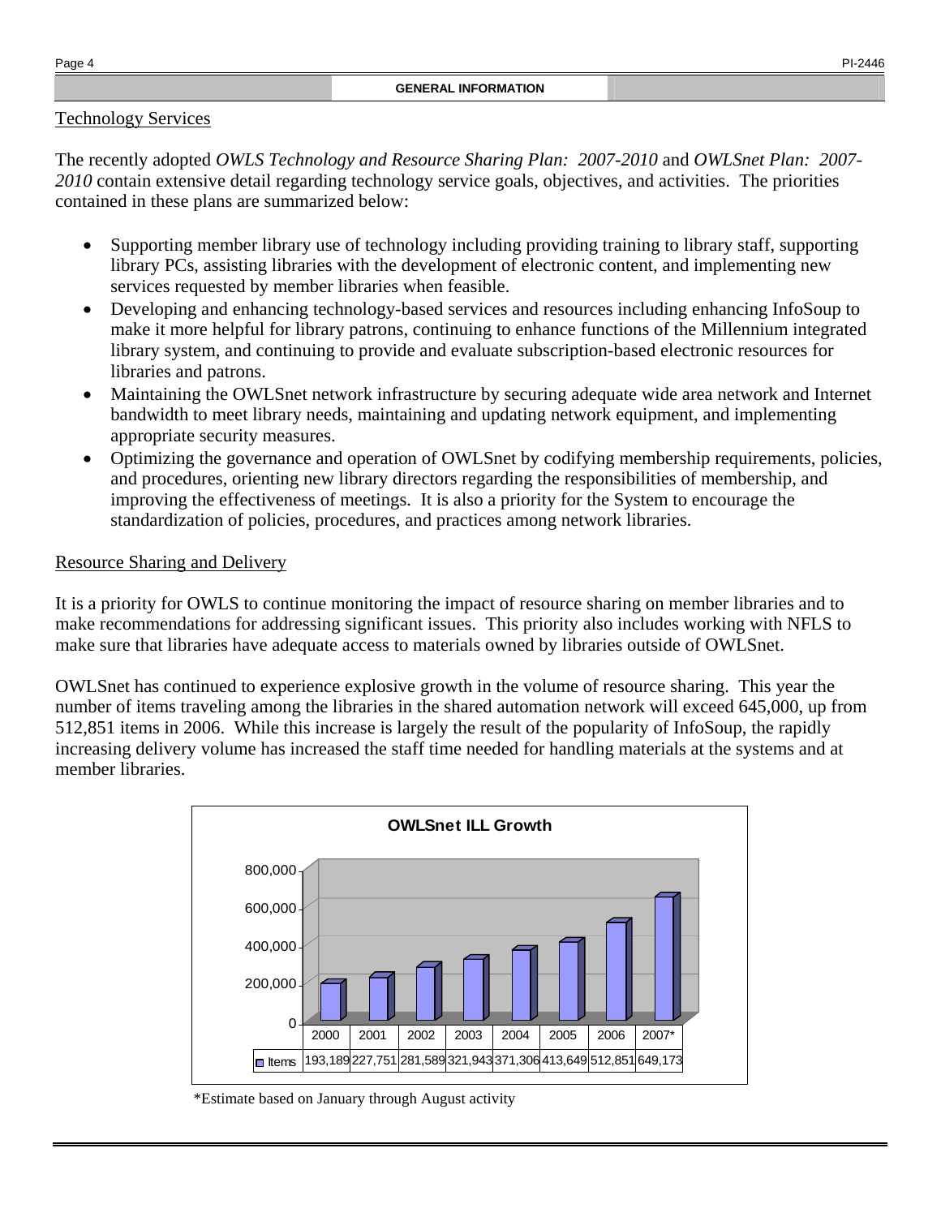## GENERAL INFORMATION

### Technology Services

The recently adopted *OWLS Technology and Resource Sharing Plan: 2007-2010* and *OWLSnet Plan: 2007-2010* contain extensive detail regarding technology service goals, objectives, and activities. The priorities contained in these plans are summarized below:

- Supporting member library use of technology including providing training to library staff, supporting library PCs, assisting libraries with the development of electronic content, and implementing new services requested by member libraries when feasible.
- Developing and enhancing technology-based services and resources including enhancing InfoSoup to make it more helpful for library patrons, continuing to enhance functions of the Millennium integrated library system, and continuing to provide and evaluate subscription-based electronic resources for libraries and patrons.
- Maintaining the OWLSnet network infrastructure by securing adequate wide area network and Internet bandwidth to meet library needs, maintaining and updating network equipment, and implementing appropriate security measures.
- Optimizing the governance and operation of OWLSnet by codifying membership requirements, policies, and procedures, orienting new library directors regarding the responsibilities of membership, and improving the effectiveness of meetings. It is also a priority for the System to encourage the standardization of policies, procedures, and practices among network libraries.

### Resource Sharing and Delivery

It is a priority for OWLS to continue monitoring the impact of resource sharing on member libraries and to make recommendations for addressing significant issues. This priority also includes working with NFLS to make sure that libraries have adequate access to materials owned by libraries outside of OWLSnet.

OWLSnet has continued to experience explosive growth in the volume of resource sharing. This year the number of items traveling among the libraries in the shared automation network will exceed 645,000, up from 512,851 items in 2006. While this increase is largely the result of the popularity of InfoSoup, the rapidly increasing delivery volume has increased the staff time needed for handling materials at the systems and at member libraries.

**OWLSnet ILL Growth**

| | 2000 | 2001 | 2002 | 2003 | 2004 | 2005 | 2006 | 2007* |
|---|---|---|---|---|---|---|---|---|
| Items | 193,189 | 227,751 | 281,589 | 321,943 | 371,306 | 413,649 | 512,851 | 649,173 |

*Estimate based on January through August activity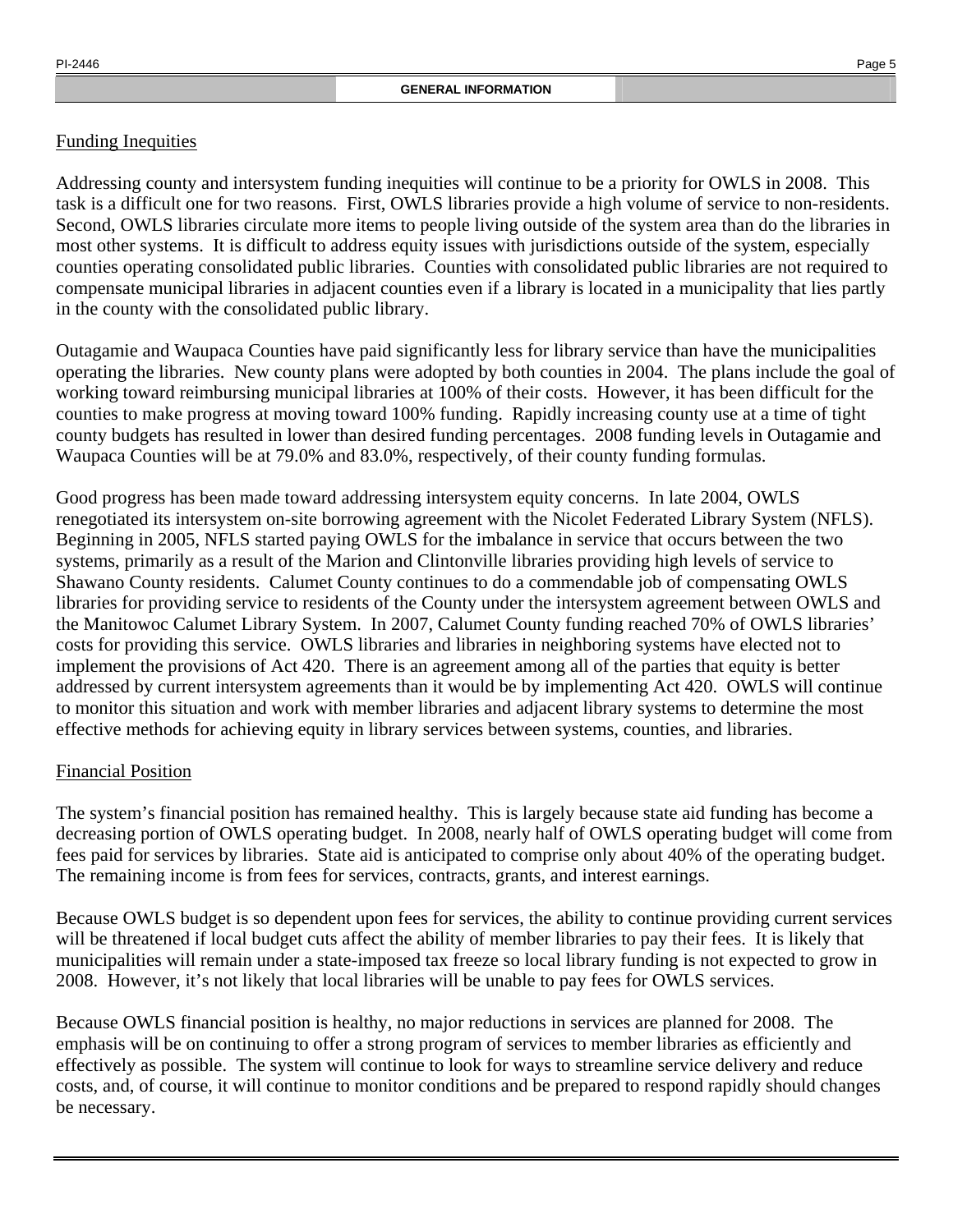## GENERAL INFORMATION

### Funding Inequities

Addressing county and intersystem funding inequities will continue to be a priority for OWLS in 2008. This task is a difficult one for two reasons. First, OWLS libraries provide a high volume of service to non-residents. Second, OWLS libraries circulate more items to people living outside of the system area than do the libraries in most other systems. It is difficult to address equity issues with jurisdictions outside of the system, especially counties operating consolidated public libraries. Counties with consolidated public libraries are not required to compensate municipal libraries in adjacent counties even if a library is located in a municipality that lies partly in the county with the consolidated public library.

Outagamie and Waupaca Counties have paid significantly less for library service than have the municipalities operating the libraries. New county plans were adopted by both counties in 2004. The plans include the goal of working toward reimbursing municipal libraries at 100% of their costs. However, it has been difficult for the counties to make progress at moving toward 100% funding. Rapidly increasing county use at a time of tight county budgets has resulted in lower than desired funding percentages. 2008 funding levels in Outagamie and Waupaca Counties will be at 79.0% and 83.0%, respectively, of their county funding formulas.

Good progress has been made toward addressing intersystem equity concerns. In late 2004, OWLS renegotiated its intersystem on-site borrowing agreement with the Nicolet Federated Library System (NFLS). Beginning in 2005, NFLS started paying OWLS for the imbalance in service that occurs between the two systems, primarily as a result of the Marion and Clintonville libraries providing high levels of service to Shawano County residents. Calumet County continues to do a commendable job of compensating OWLS libraries for providing service to residents of the County under the intersystem agreement between OWLS and the Manitowoc Calumet Library System. In 2007, Calumet County funding reached 70% of OWLS libraries' costs for providing this service. OWLS libraries and libraries in neighboring systems have elected not to implement the provisions of Act 420. There is an agreement among all of the parties that equity is better addressed by current intersystem agreements than it would be by implementing Act 420. OWLS will continue to monitor this situation and work with member libraries and adjacent library systems to determine the most effective methods for achieving equity in library services between systems, counties, and libraries.

### Financial Position

The system's financial position has remained healthy. This is largely because state aid funding has become a decreasing portion of OWLS operating budget. In 2008, nearly half of OWLS operating budget will come from fees paid for services by libraries. State aid is anticipated to comprise only about 40% of the operating budget. The remaining income is from fees for services, contracts, grants, and interest earnings.

Because OWLS budget is so dependent upon fees for services, the ability to continue providing current services will be threatened if local budget cuts affect the ability of member libraries to pay their fees. It is likely that municipalities will remain under a state-imposed tax freeze so local library funding is not expected to grow in 2008. However, it's not likely that local libraries will be unable to pay fees for OWLS services.

Because OWLS financial position is healthy, no major reductions in services are planned for 2008. The emphasis will be on continuing to offer a strong program of services to member libraries as efficiently and effectively as possible. The system will continue to look for ways to streamline service delivery and reduce costs, and, of course, it will continue to monitor conditions and be prepared to respond rapidly should changes be necessary.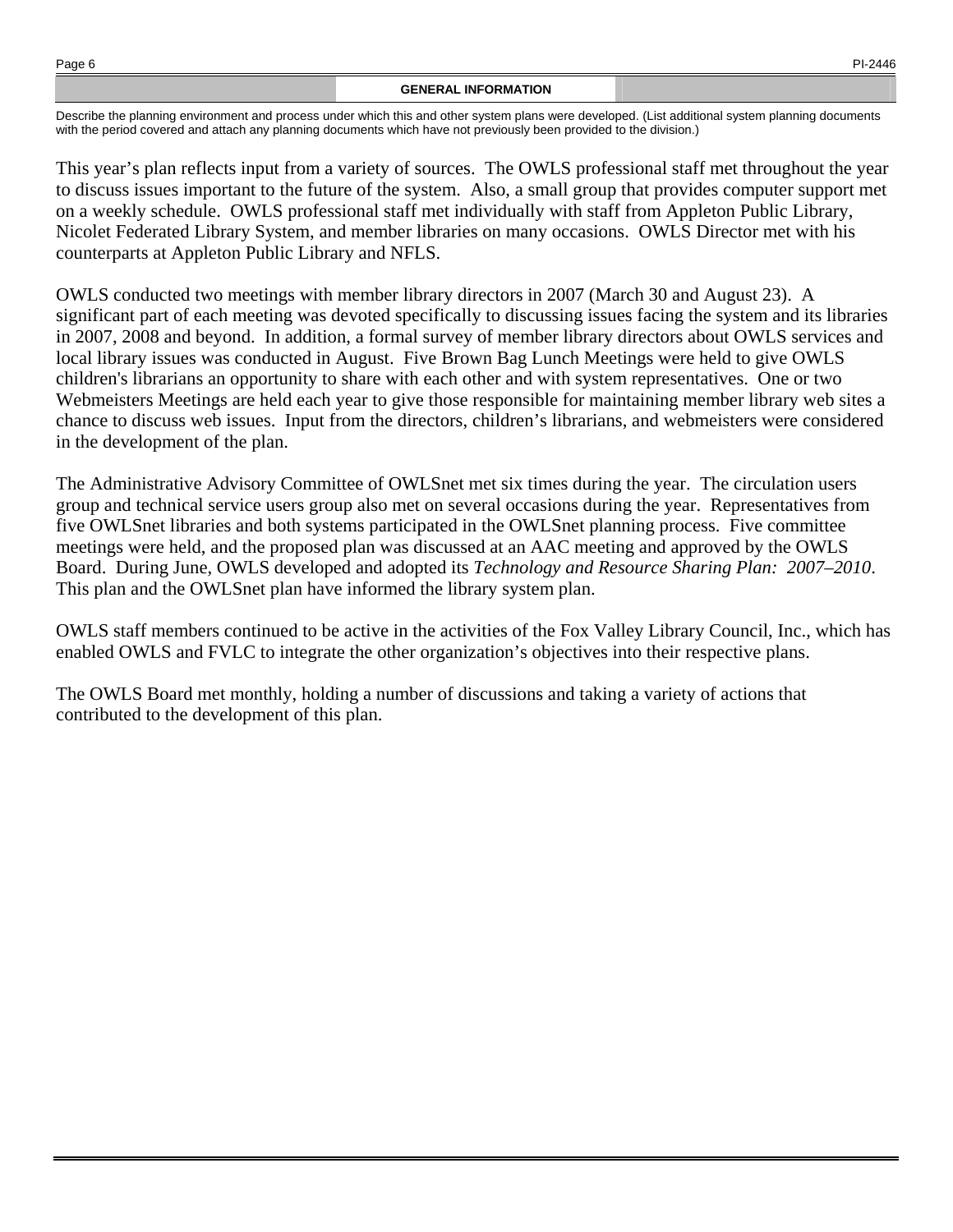## GENERAL INFORMATION

Describe the planning environment and process under which this and other system plans were developed. (List additional system planning documents with the period covered and attach any planning documents which have not previously been provided to the division.)

This year's plan reflects input from a variety of sources. The OWLS professional staff met throughout the year to discuss issues important to the future of the system. Also, a small group that provides computer support met on a weekly schedule. OWLS professional staff met individually with staff from Appleton Public Library, Nicolet Federated Library System, and member libraries on many occasions. OWLS Director met with his counterparts at Appleton Public Library and NFLS.

OWLS conducted two meetings with member library directors in 2007 (March 30 and August 23). A significant part of each meeting was devoted specifically to discussing issues facing the system and its libraries in 2007, 2008 and beyond. In addition, a formal survey of member library directors about OWLS services and local library issues was conducted in August. Five Brown Bag Lunch Meetings were held to give OWLS children's librarians an opportunity to share with each other and with system representatives. One or two Webmeisters Meetings are held each year to give those responsible for maintaining member library web sites a chance to discuss web issues. Input from the directors, children's librarians, and webmeisters were considered in the development of the plan.

The Administrative Advisory Committee of OWLSnet met six times during the year. The circulation users group and technical service users group also met on several occasions during the year. Representatives from five OWLSnet libraries and both systems participated in the OWLSnet planning process. Five committee meetings were held, and the proposed plan was discussed at an AAC meeting and approved by the OWLS Board. During June, OWLS developed and adopted its *Technology and Resource Sharing Plan: 2007–2010*. This plan and the OWLSnet plan have informed the library system plan.

OWLS staff members continued to be active in the activities of the Fox Valley Library Council, Inc., which has enabled OWLS and FVLC to integrate the other organization's objectives into their respective plans.

The OWLS Board met monthly, holding a number of discussions and taking a variety of actions that contributed to the development of this plan.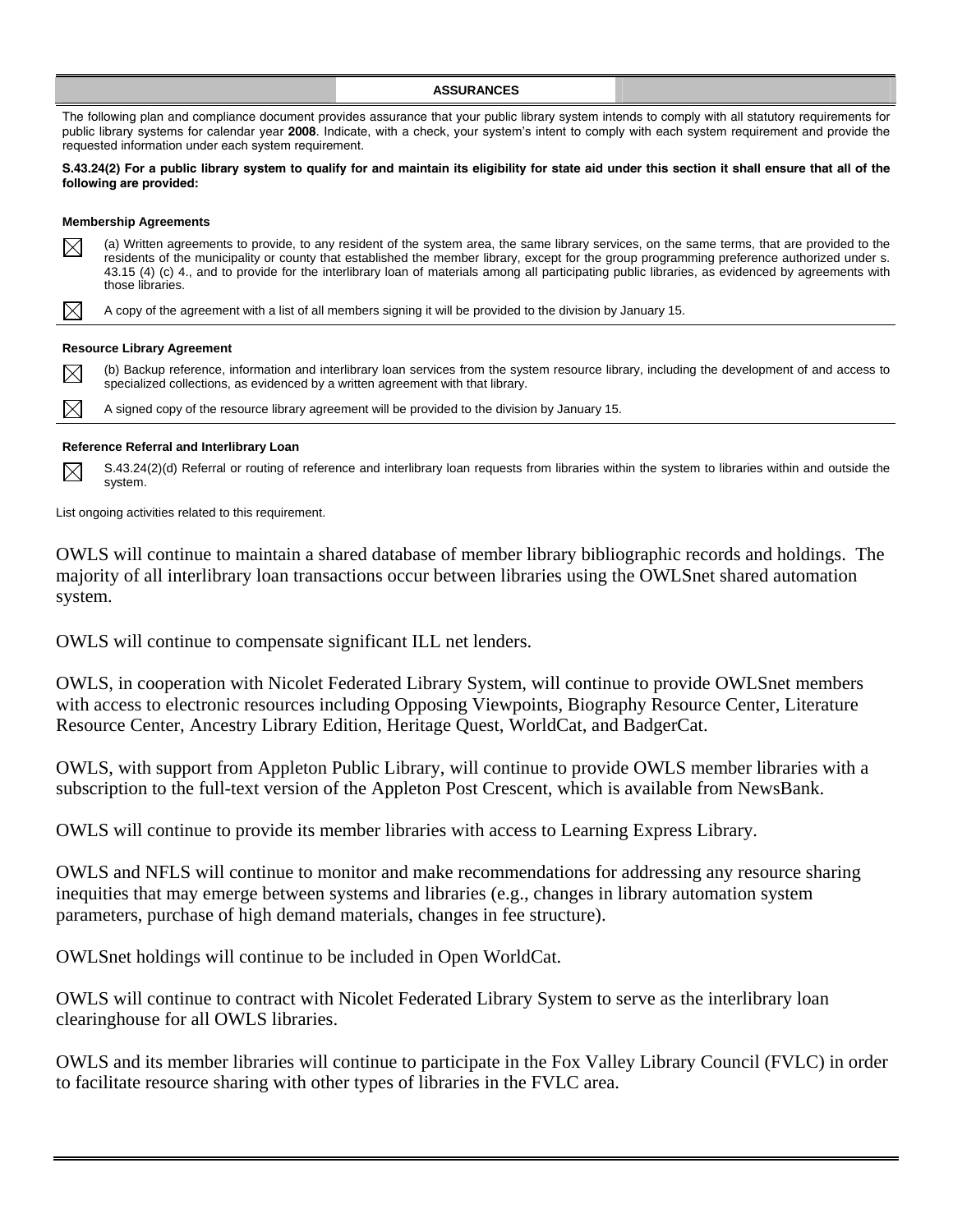## ASSURANCES

The following plan and compliance document provides assurance that your public library system intends to comply with all statutory requirements for public library systems for calendar year **2008**. Indicate, with a check, your system's intent to comply with each system requirement and provide the requested information under each system requirement.

**S.43.24(2) For a public library system to qualify for and maintain its eligibility for state aid under this section it shall ensure that all of the following are provided:**

### Membership Agreements

☒ (a) Written agreements to provide, to any resident of the system area, the same library services, on the same terms, that are provided to the residents of the municipality or county that established the member library, except for the group programming preference authorized under s. 43.15 (4) (c) 4., and to provide for the interlibrary loan of materials among all participating public libraries, as evidenced by agreements with those libraries.

☒ A copy of the agreement with a list of all members signing it will be provided to the division by January 15.

### Resource Library Agreement

☒ (b) Backup reference, information and interlibrary loan services from the system resource library, including the development of and access to specialized collections, as evidenced by a written agreement with that library.

☒ A signed copy of the resource library agreement will be provided to the division by January 15.

### Reference Referral and Interlibrary Loan

☒ S.43.24(2)(d) Referral or routing of reference and interlibrary loan requests from libraries within the system to libraries within and outside the system.

List ongoing activities related to this requirement.

OWLS will continue to maintain a shared database of member library bibliographic records and holdings. The majority of all interlibrary loan transactions occur between libraries using the OWLSnet shared automation system.

OWLS will continue to compensate significant ILL net lenders.

OWLS, in cooperation with Nicolet Federated Library System, will continue to provide OWLSnet members with access to electronic resources including Opposing Viewpoints, Biography Resource Center, Literature Resource Center, Ancestry Library Edition, Heritage Quest, WorldCat, and BadgerCat.

OWLS, with support from Appleton Public Library, will continue to provide OWLS member libraries with a subscription to the full-text version of the Appleton Post Crescent, which is available from NewsBank.

OWLS will continue to provide its member libraries with access to Learning Express Library.

OWLS and NFLS will continue to monitor and make recommendations for addressing any resource sharing inequities that may emerge between systems and libraries (e.g., changes in library automation system parameters, purchase of high demand materials, changes in fee structure).

OWLSnet holdings will continue to be included in Open WorldCat.

OWLS will continue to contract with Nicolet Federated Library System to serve as the interlibrary loan clearinghouse for all OWLS libraries.

OWLS and its member libraries will continue to participate in the Fox Valley Library Council (FVLC) in order to facilitate resource sharing with other types of libraries in the FVLC area.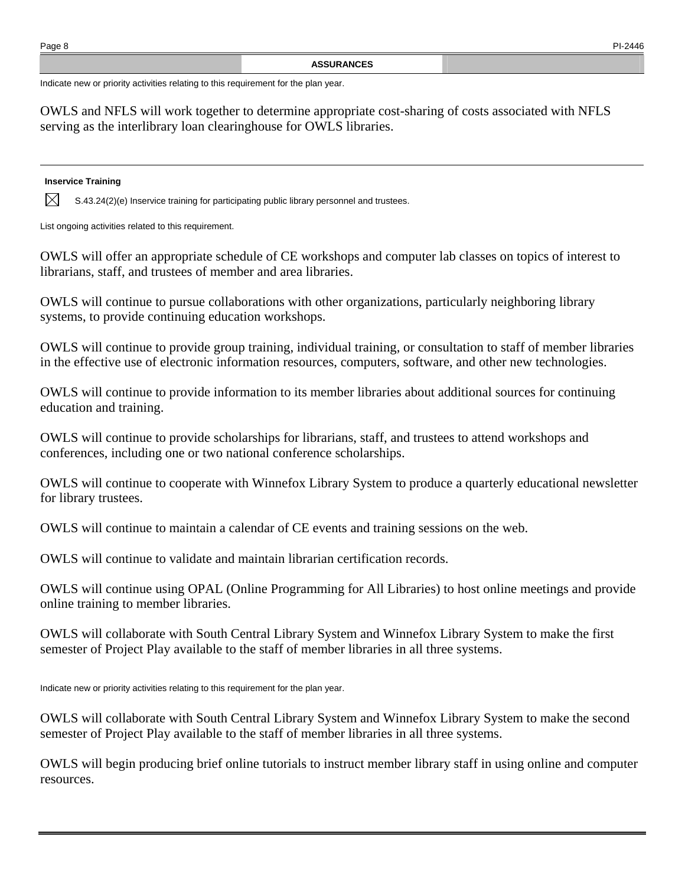## ASSURANCES

Indicate new or priority activities relating to this requirement for the plan year.

OWLS and NFLS will work together to determine appropriate cost-sharing of costs associated with NFLS serving as the interlibrary loan clearinghouse for OWLS libraries.

---

**Inservice Training**

☒ S.43.24(2)(e) Inservice training for participating public library personnel and trustees.

List ongoing activities related to this requirement.

OWLS will offer an appropriate schedule of CE workshops and computer lab classes on topics of interest to librarians, staff, and trustees of member and area libraries.

OWLS will continue to pursue collaborations with other organizations, particularly neighboring library systems, to provide continuing education workshops.

OWLS will continue to provide group training, individual training, or consultation to staff of member libraries in the effective use of electronic information resources, computers, software, and other new technologies.

OWLS will continue to provide information to its member libraries about additional sources for continuing education and training.

OWLS will continue to provide scholarships for librarians, staff, and trustees to attend workshops and conferences, including one or two national conference scholarships.

OWLS will continue to cooperate with Winnefox Library System to produce a quarterly educational newsletter for library trustees.

OWLS will continue to maintain a calendar of CE events and training sessions on the web.

OWLS will continue to validate and maintain librarian certification records.

OWLS will continue using OPAL (Online Programming for All Libraries) to host online meetings and provide online training to member libraries.

OWLS will collaborate with South Central Library System and Winnefox Library System to make the first semester of Project Play available to the staff of member libraries in all three systems.

Indicate new or priority activities relating to this requirement for the plan year.

OWLS will collaborate with South Central Library System and Winnefox Library System to make the second semester of Project Play available to the staff of member libraries in all three systems.

OWLS will begin producing brief online tutorials to instruct member library staff in using online and computer resources.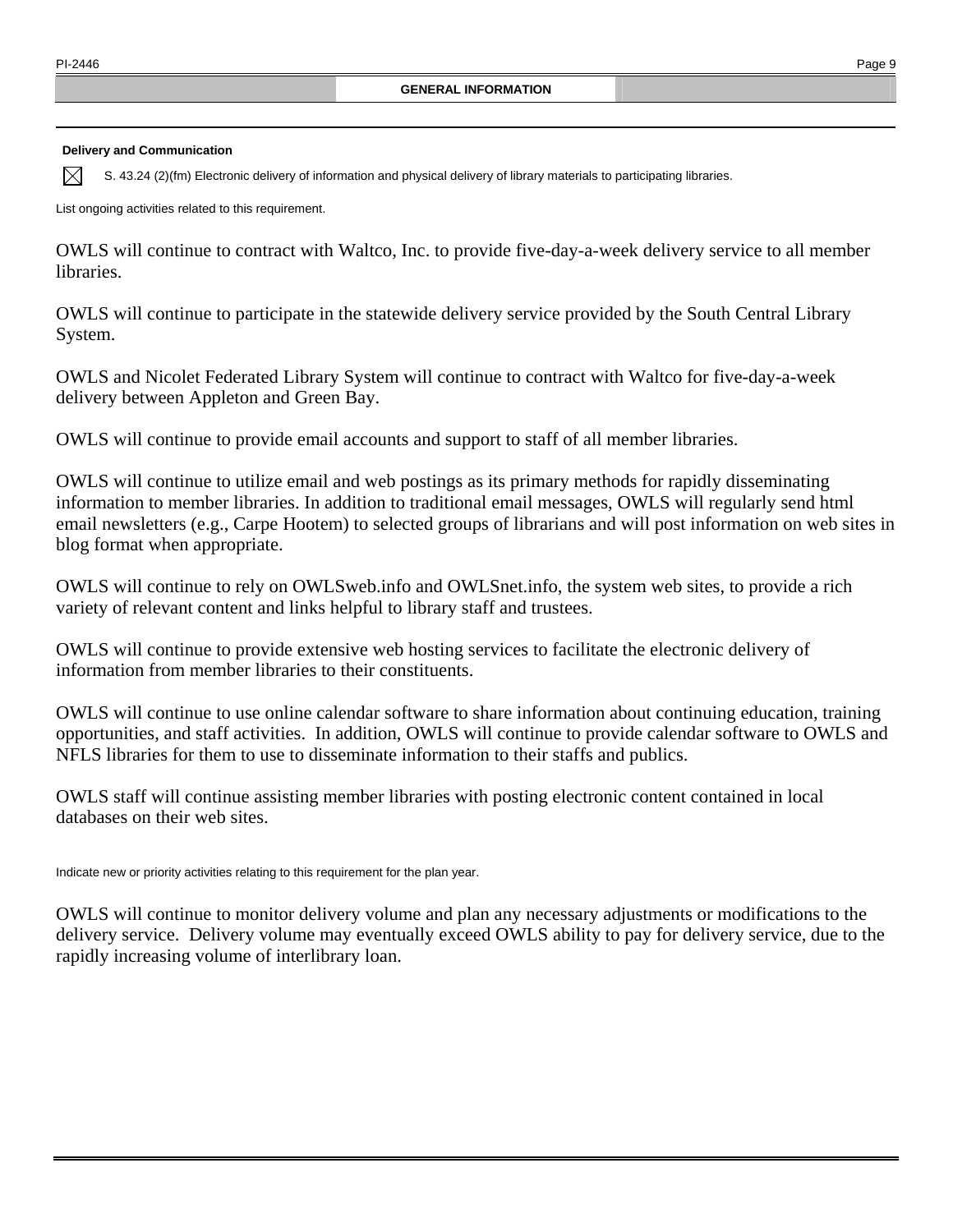## GENERAL INFORMATION

### Delivery and Communication

☒ S. 43.24 (2)(fm) Electronic delivery of information and physical delivery of library materials to participating libraries.

List ongoing activities related to this requirement.

OWLS will continue to contract with Waltco, Inc. to provide five-day-a-week delivery service to all member libraries.

OWLS will continue to participate in the statewide delivery service provided by the South Central Library System.

OWLS and Nicolet Federated Library System will continue to contract with Waltco for five-day-a-week delivery between Appleton and Green Bay.

OWLS will continue to provide email accounts and support to staff of all member libraries.

OWLS will continue to utilize email and web postings as its primary methods for rapidly disseminating information to member libraries. In addition to traditional email messages, OWLS will regularly send html email newsletters (e.g., Carpe Hootem) to selected groups of librarians and will post information on web sites in blog format when appropriate.

OWLS will continue to rely on OWLSweb.info and OWLSnet.info, the system web sites, to provide a rich variety of relevant content and links helpful to library staff and trustees.

OWLS will continue to provide extensive web hosting services to facilitate the electronic delivery of information from member libraries to their constituents.

OWLS will continue to use online calendar software to share information about continuing education, training opportunities, and staff activities. In addition, OWLS will continue to provide calendar software to OWLS and NFLS libraries for them to use to disseminate information to their staffs and publics.

OWLS staff will continue assisting member libraries with posting electronic content contained in local databases on their web sites.

Indicate new or priority activities relating to this requirement for the plan year.

OWLS will continue to monitor delivery volume and plan any necessary adjustments or modifications to the delivery service. Delivery volume may eventually exceed OWLS ability to pay for delivery service, due to the rapidly increasing volume of interlibrary loan.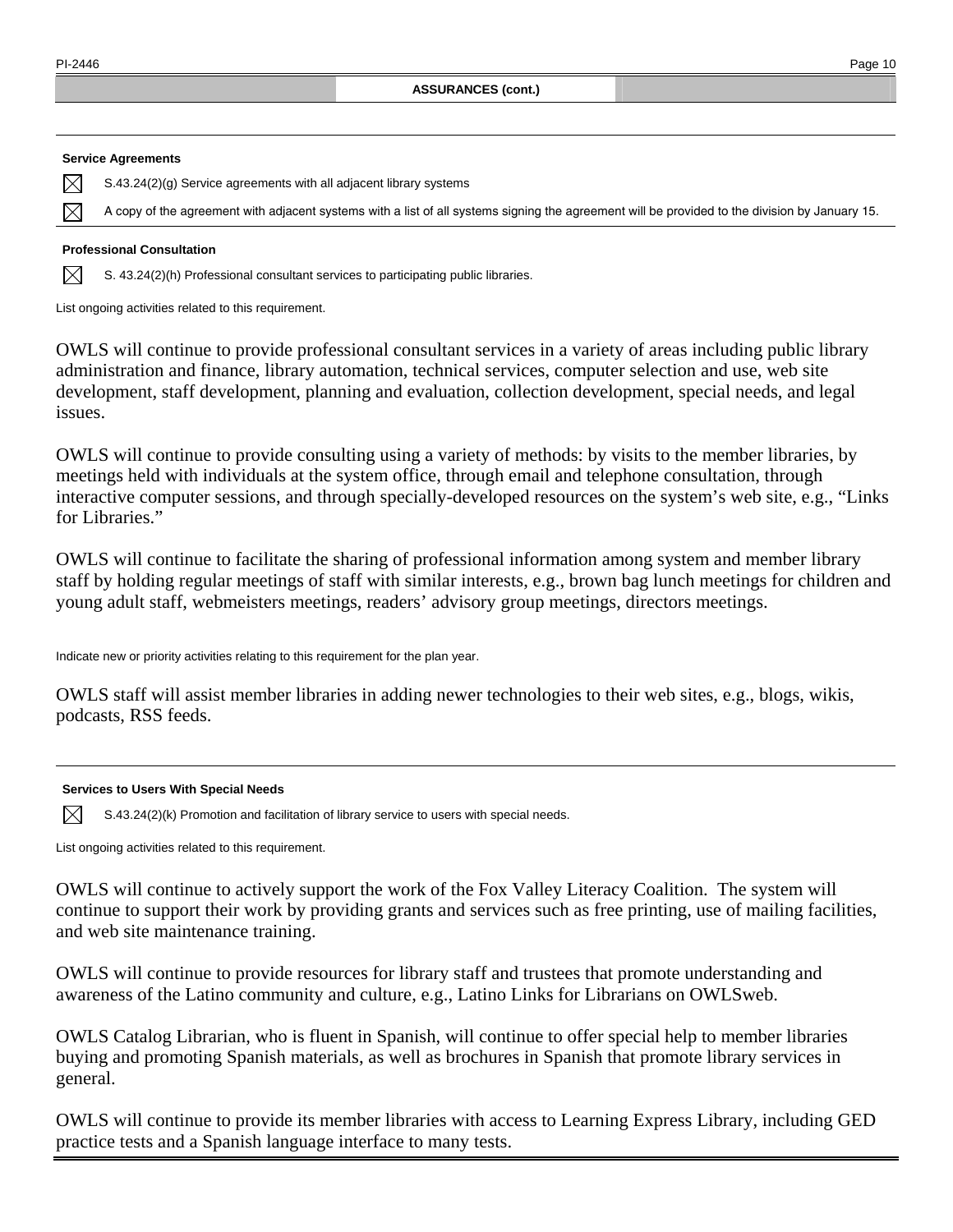## ASSURANCES (cont.)

### Service Agreements

☒ S.43.24(2)(g) Service agreements with all adjacent library systems

☒ A copy of the agreement with adjacent systems with a list of all systems signing the agreement will be provided to the division by January 15.

### Professional Consultation

☒ S. 43.24(2)(h) Professional consultant services to participating public libraries.

List ongoing activities related to this requirement.

OWLS will continue to provide professional consultant services in a variety of areas including public library administration and finance, library automation, technical services, computer selection and use, web site development, staff development, planning and evaluation, collection development, special needs, and legal issues.

OWLS will continue to provide consulting using a variety of methods: by visits to the member libraries, by meetings held with individuals at the system office, through email and telephone consultation, through interactive computer sessions, and through specially-developed resources on the system's web site, e.g., "Links for Libraries."

OWLS will continue to facilitate the sharing of professional information among system and member library staff by holding regular meetings of staff with similar interests, e.g., brown bag lunch meetings for children and young adult staff, webmeisters meetings, readers' advisory group meetings, directors meetings.

Indicate new or priority activities relating to this requirement for the plan year.

OWLS staff will assist member libraries in adding newer technologies to their web sites, e.g., blogs, wikis, podcasts, RSS feeds.

### Services to Users With Special Needs

☒ S.43.24(2)(k) Promotion and facilitation of library service to users with special needs.

List ongoing activities related to this requirement.

OWLS will continue to actively support the work of the Fox Valley Literacy Coalition. The system will continue to support their work by providing grants and services such as free printing, use of mailing facilities, and web site maintenance training.

OWLS will continue to provide resources for library staff and trustees that promote understanding and awareness of the Latino community and culture, e.g., Latino Links for Librarians on OWLSweb.

OWLS Catalog Librarian, who is fluent in Spanish, will continue to offer special help to member libraries buying and promoting Spanish materials, as well as brochures in Spanish that promote library services in general.

OWLS will continue to provide its member libraries with access to Learning Express Library, including GED practice tests and a Spanish language interface to many tests.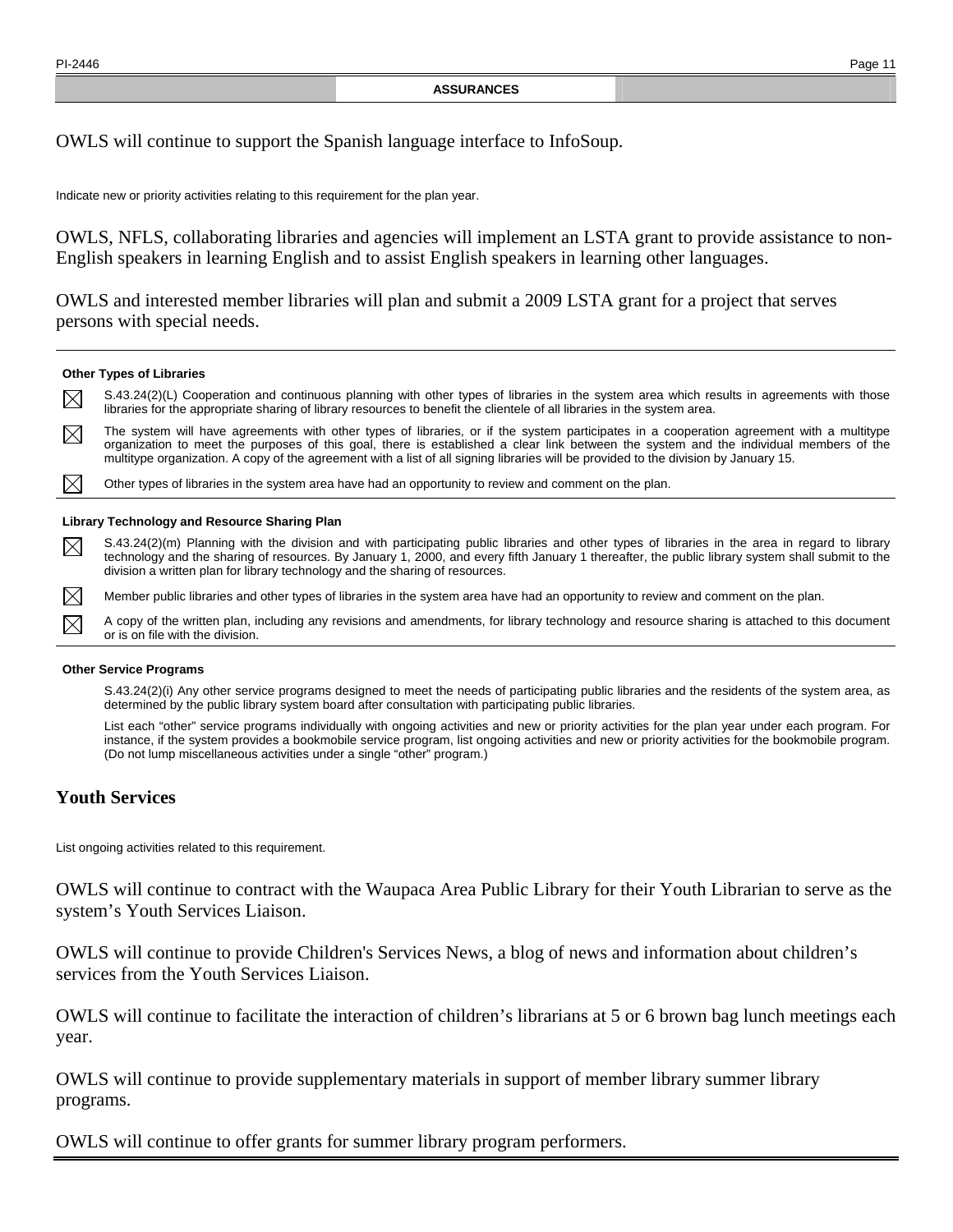**ASSURANCES**

OWLS will continue to support the Spanish language interface to InfoSoup.

Indicate new or priority activities relating to this requirement for the plan year.

OWLS, NFLS, collaborating libraries and agencies will implement an LSTA grant to provide assistance to non-English speakers in learning English and to assist English speakers in learning other languages.

OWLS and interested member libraries will plan and submit a 2009 LSTA grant for a project that serves persons with special needs.

---

**Other Types of Libraries**

☒ S.43.24(2)(L) Cooperation and continuous planning with other types of libraries in the system area which results in agreements with those libraries for the appropriate sharing of library resources to benefit the clientele of all libraries in the system area.

☒ The system will have agreements with other types of libraries, or if the system participates in a cooperation agreement with a multitype organization to meet the purposes of this goal, there is established a clear link between the system and the individual members of the multitype organization. A copy of the agreement with a list of all signing libraries will be provided to the division by January 15.

☒ Other types of libraries in the system area have had an opportunity to review and comment on the plan.

---

**Library Technology and Resource Sharing Plan**

☒ S.43.24(2)(m) Planning with the division and with participating public libraries and other types of libraries in the area in regard to library technology and the sharing of resources. By January 1, 2000, and every fifth January 1 thereafter, the public library system shall submit to the division a written plan for library technology and the sharing of resources.

☒ Member public libraries and other types of libraries in the system area have had an opportunity to review and comment on the plan.

☒ A copy of the written plan, including any revisions and amendments, for library technology and resource sharing is attached to this document or is on file with the division.

---

**Other Service Programs**

S.43.24(2)(i) Any other service programs designed to meet the needs of participating public libraries and the residents of the system area, as determined by the public library system board after consultation with participating public libraries.

List each "other" service programs individually with ongoing activities and new or priority activities for the plan year under each program. For instance, if the system provides a bookmobile service program, list ongoing activities and new or priority activities for the bookmobile program. (Do not lump miscellaneous activities under a single "other" program.)

## Youth Services

List ongoing activities related to this requirement.

OWLS will continue to contract with the Waupaca Area Public Library for their Youth Librarian to serve as the system's Youth Services Liaison.

OWLS will continue to provide Children's Services News, a blog of news and information about children's services from the Youth Services Liaison.

OWLS will continue to facilitate the interaction of children's librarians at 5 or 6 brown bag lunch meetings each year.

OWLS will continue to provide supplementary materials in support of member library summer library programs.

OWLS will continue to offer grants for summer library program performers.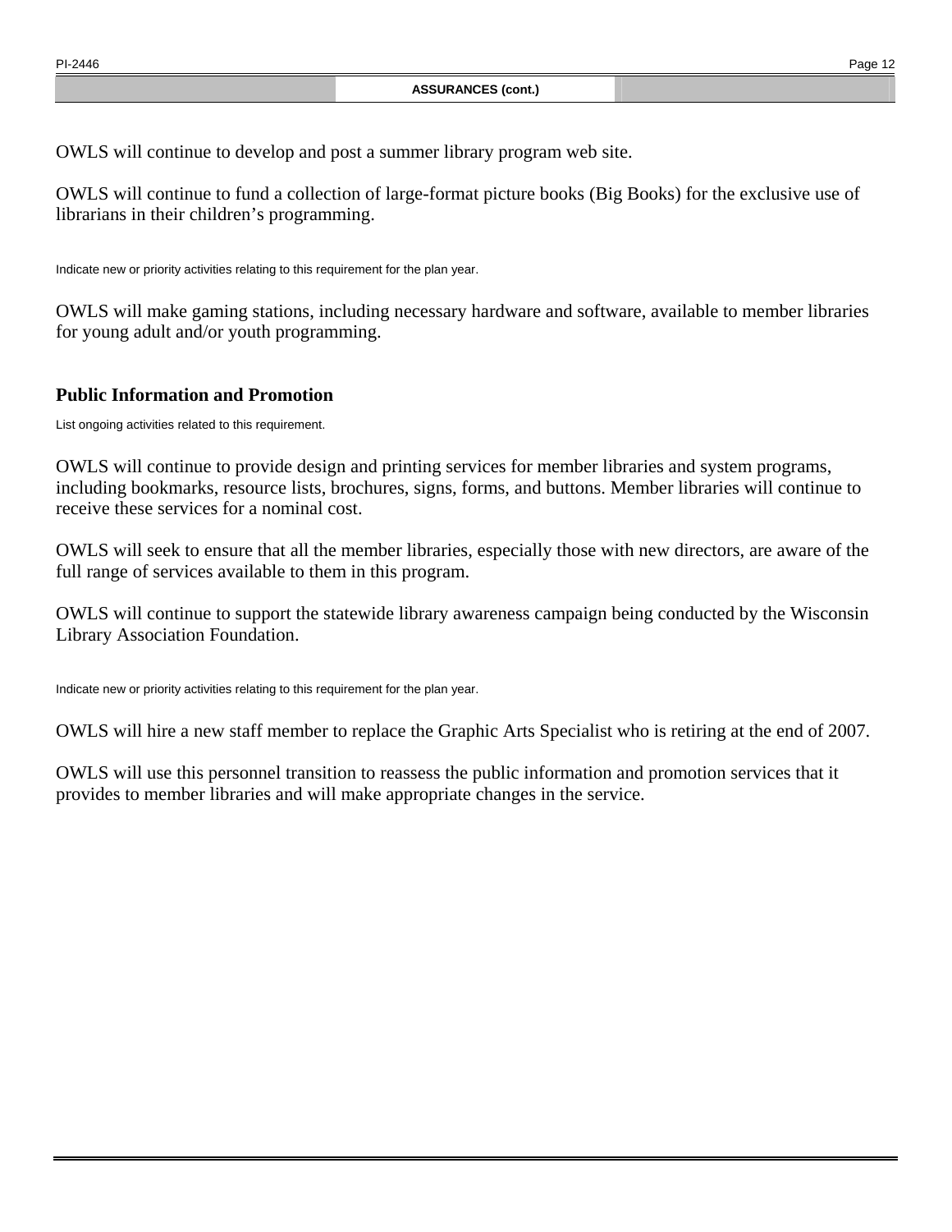**ASSURANCES (cont.)**

OWLS will continue to develop and post a summer library program web site.

OWLS will continue to fund a collection of large-format picture books (Big Books) for the exclusive use of librarians in their children's programming.

Indicate new or priority activities relating to this requirement for the plan year.

OWLS will make gaming stations, including necessary hardware and software, available to member libraries for young adult and/or youth programming.

### Public Information and Promotion

List ongoing activities related to this requirement.

OWLS will continue to provide design and printing services for member libraries and system programs, including bookmarks, resource lists, brochures, signs, forms, and buttons. Member libraries will continue to receive these services for a nominal cost.

OWLS will seek to ensure that all the member libraries, especially those with new directors, are aware of the full range of services available to them in this program.

OWLS will continue to support the statewide library awareness campaign being conducted by the Wisconsin Library Association Foundation.

Indicate new or priority activities relating to this requirement for the plan year.

OWLS will hire a new staff member to replace the Graphic Arts Specialist who is retiring at the end of 2007.

OWLS will use this personnel transition to reassess the public information and promotion services that it provides to member libraries and will make appropriate changes in the service.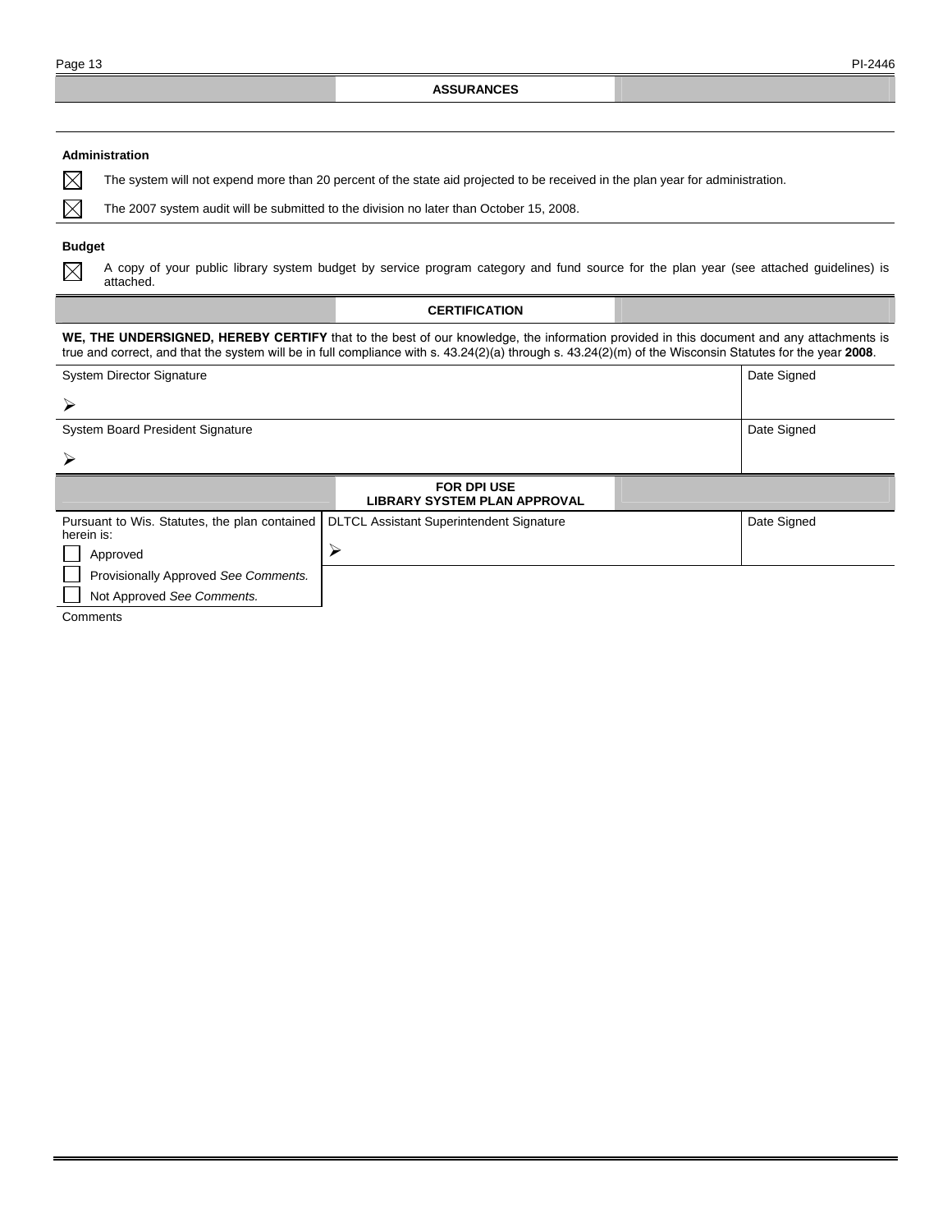## ASSURANCES

**Administration**

☒ The system will not expend more than 20 percent of the state aid projected to be received in the plan year for administration.

☒ The 2007 system audit will be submitted to the division no later than October 15, 2008.

**Budget**

☒ A copy of your public library system budget by service program category and fund source for the plan year (see attached guidelines) is attached.

## CERTIFICATION

**WE, THE UNDERSIGNED, HEREBY CERTIFY** that to the best of our knowledge, the information provided in this document and any attachments is true and correct, and that the system will be in full compliance with s. 43.24(2)(a) through s. 43.24(2)(m) of the Wisconsin Statutes for the year **2008**.

| System Director Signature | Date Signed |
|---|---|
| ➢ | |
| **System Board President Signature** | **Date Signed** |
| ➢ | |

## FOR DPI USE
## LIBRARY SYSTEM PLAN APPROVAL

| Pursuant to Wis. Statutes, the plan contained herein is: | DLTCL Assistant Superintendent Signature | Date Signed |
|---|---|---|
| ☐ Approved | ➢ | |
| ☐ Provisionally Approved *See Comments.* | | |
| ☐ Not Approved *See Comments.* | | |

Comments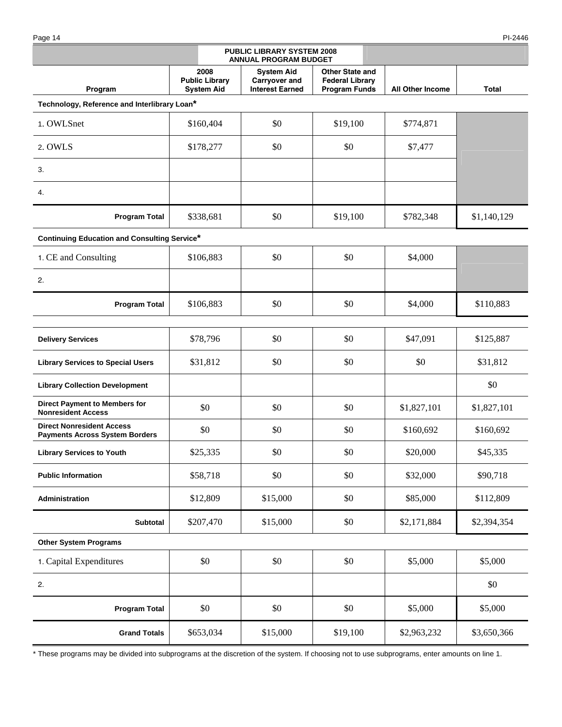## PUBLIC LIBRARY SYSTEM 2008 ANNUAL PROGRAM BUDGET

| Program | 2008 Public Library System Aid | System Aid Carryover and Interest Earned | Other State and Federal Library Program Funds | All Other Income | Total |
|---|---|---|---|---|---|
| **Technology, Reference and Interlibrary Loan*** | | | | | |
| 1. OWLSnet | $160,404 | $0 | $19,100 | $774,871 | |
| 2. OWLS | $178,277 | $0 | $0 | $7,477 | |
| 3. | | | | | |
| 4. | | | | | |
| **Program Total** | $338,681 | $0 | $19,100 | $782,348 | $1,140,129 |
| **Continuing Education and Consulting Service*** | | | | | |
| 1. CE and Consulting | $106,883 | $0 | $0 | $4,000 | |
| 2. | | | | | |
| **Program Total** | $106,883 | $0 | $0 | $4,000 | $110,883 |
| **Delivery Services** | $78,796 | $0 | $0 | $47,091 | $125,887 |
| **Library Services to Special Users** | $31,812 | $0 | $0 | $0 | $31,812 |
| **Library Collection Development** | | | | | $0 |
| **Direct Payment to Members for Nonresident Access** | $0 | $0 | $0 | $1,827,101 | $1,827,101 |
| **Direct Nonresident Access Payments Across System Borders** | $0 | $0 | $0 | $160,692 | $160,692 |
| **Library Services to Youth** | $25,335 | $0 | $0 | $20,000 | $45,335 |
| **Public Information** | $58,718 | $0 | $0 | $32,000 | $90,718 |
| **Administration** | $12,809 | $15,000 | $0 | $85,000 | $112,809 |
| **Subtotal** | $207,470 | $15,000 | $0 | $2,171,884 | $2,394,354 |
| **Other System Programs** | | | | | |
| 1. Capital Expenditures | $0 | $0 | $0 | $5,000 | $5,000 |
| 2. | | | | | $0 |
| **Program Total** | $0 | $0 | $0 | $5,000 | $5,000 |
| **Grand Totals** | $653,034 | $15,000 | $19,100 | $2,963,232 | $3,650,366 |

* These programs may be divided into subprograms at the discretion of the system. If choosing not to use subprograms, enter amounts on line 1.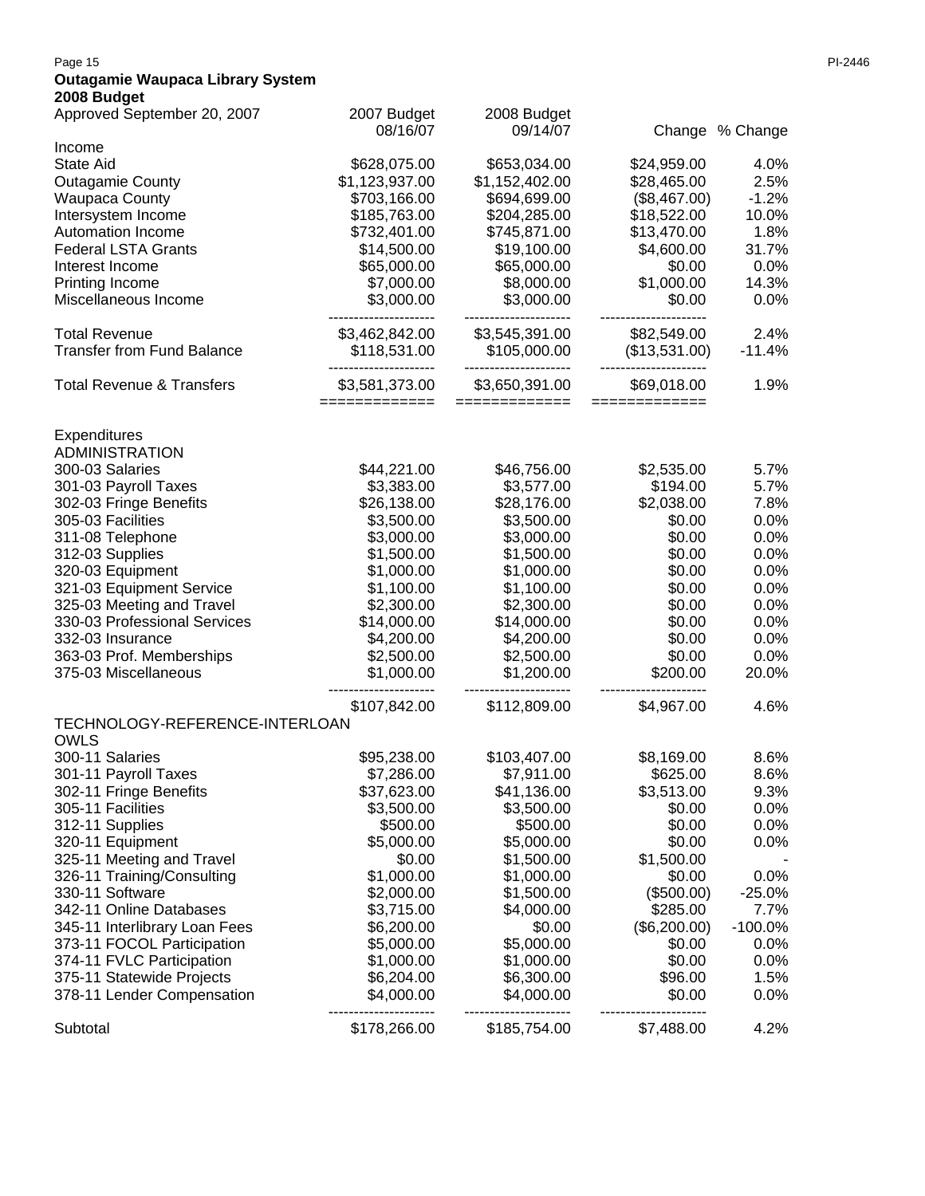**Outagamie Waupaca Library System**
**2008 Budget**

| Approved September 20, 2007 | 2007 Budget 08/16/07 | 2008 Budget 09/14/07 | Change | % Change |
|---|---|---|---|---|
| Income | | | | |
| State Aid | $628,075.00 | $653,034.00 | $24,959.00 | 4.0% |
| Outagamie County | $1,123,937.00 | $1,152,402.00 | $28,465.00 | 2.5% |
| Waupaca County | $703,166.00 | $694,699.00 | ($8,467.00) | -1.2% |
| Intersystem Income | $185,763.00 | $204,285.00 | $18,522.00 | 10.0% |
| Automation Income | $732,401.00 | $745,871.00 | $13,470.00 | 1.8% |
| Federal LSTA Grants | $14,500.00 | $19,100.00 | $4,600.00 | 31.7% |
| Interest Income | $65,000.00 | $65,000.00 | $0.00 | 0.0% |
| Printing Income | $7,000.00 | $8,000.00 | $1,000.00 | 14.3% |
| Miscellaneous Income | $3,000.00 | $3,000.00 | $0.00 | 0.0% |
| Total Revenue | $3,462,842.00 | $3,545,391.00 | $82,549.00 | 2.4% |
| Transfer from Fund Balance | $118,531.00 | $105,000.00 | ($13,531.00) | -11.4% |
| Total Revenue & Transfers | $3,581,373.00 | $3,650,391.00 | $69,018.00 | 1.9% |
| Expenditures | | | | |
| ADMINISTRATION | | | | |
| 300-03 Salaries | $44,221.00 | $46,756.00 | $2,535.00 | 5.7% |
| 301-03 Payroll Taxes | $3,383.00 | $3,577.00 | $194.00 | 5.7% |
| 302-03 Fringe Benefits | $26,138.00 | $28,176.00 | $2,038.00 | 7.8% |
| 305-03 Facilities | $3,500.00 | $3,500.00 | $0.00 | 0.0% |
| 311-08 Telephone | $3,000.00 | $3,000.00 | $0.00 | 0.0% |
| 312-03 Supplies | $1,500.00 | $1,500.00 | $0.00 | 0.0% |
| 320-03 Equipment | $1,000.00 | $1,000.00 | $0.00 | 0.0% |
| 321-03 Equipment Service | $1,100.00 | $1,100.00 | $0.00 | 0.0% |
| 325-03 Meeting and Travel | $2,300.00 | $2,300.00 | $0.00 | 0.0% |
| 330-03 Professional Services | $14,000.00 | $14,000.00 | $0.00 | 0.0% |
| 332-03 Insurance | $4,200.00 | $4,200.00 | $0.00 | 0.0% |
| 363-03 Prof. Memberships | $2,500.00 | $2,500.00 | $0.00 | 0.0% |
| 375-03 Miscellaneous | $1,000.00 | $1,200.00 | $200.00 | 20.0% |
| | $107,842.00 | $112,809.00 | $4,967.00 | 4.6% |
| TECHNOLOGY-REFERENCE-INTERLOAN | | | | |
| OWLS | | | | |
| 300-11 Salaries | $95,238.00 | $103,407.00 | $8,169.00 | 8.6% |
| 301-11 Payroll Taxes | $7,286.00 | $7,911.00 | $625.00 | 8.6% |
| 302-11 Fringe Benefits | $37,623.00 | $41,136.00 | $3,513.00 | 9.3% |
| 305-11 Facilities | $3,500.00 | $3,500.00 | $0.00 | 0.0% |
| 312-11 Supplies | $500.00 | $500.00 | $0.00 | 0.0% |
| 320-11 Equipment | $5,000.00 | $5,000.00 | $0.00 | 0.0% |
| 325-11 Meeting and Travel | $0.00 | $1,500.00 | $1,500.00 | - |
| 326-11 Training/Consulting | $1,000.00 | $1,000.00 | $0.00 | 0.0% |
| 330-11 Software | $2,000.00 | $1,500.00 | ($500.00) | -25.0% |
| 342-11 Online Databases | $3,715.00 | $4,000.00 | $285.00 | 7.7% |
| 345-11 Interlibrary Loan Fees | $6,200.00 | $0.00 | ($6,200.00) | -100.0% |
| 373-11 FOCOL Participation | $5,000.00 | $5,000.00 | $0.00 | 0.0% |
| 374-11 FVLC Participation | $1,000.00 | $1,000.00 | $0.00 | 0.0% |
| 375-11 Statewide Projects | $6,204.00 | $6,300.00 | $96.00 | 1.5% |
| 378-11 Lender Compensation | $4,000.00 | $4,000.00 | $0.00 | 0.0% |
| Subtotal | $178,266.00 | $185,754.00 | $7,488.00 | 4.2% |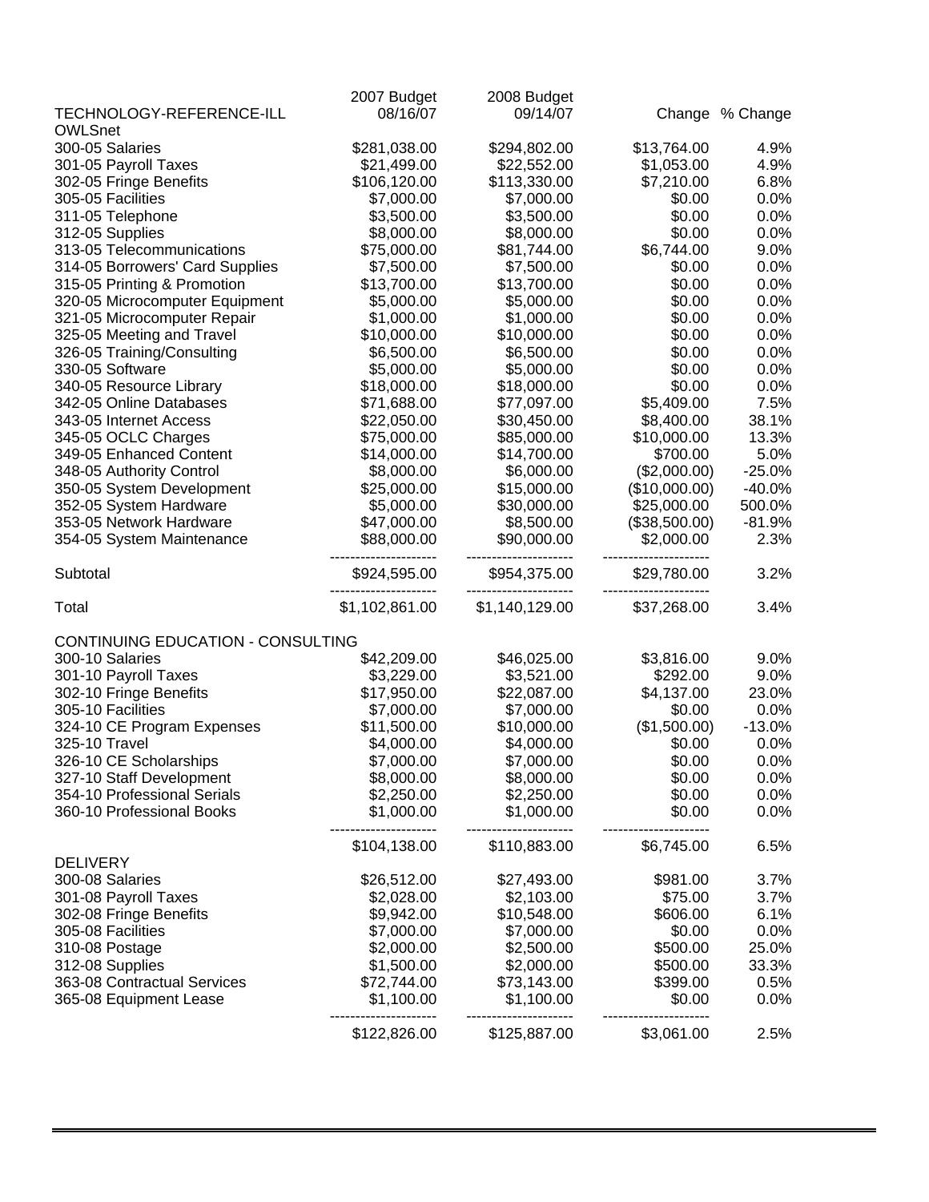| TECHNOLOGY-REFERENCE-ILL | 2007 Budget 08/16/07 | 2008 Budget 09/14/07 | Change | % Change |
|---|---|---|---|---|
| OWLSnet | | | | |
| 300-05 Salaries | $281,038.00 | $294,802.00 | $13,764.00 | 4.9% |
| 301-05 Payroll Taxes | $21,499.00 | $22,552.00 | $1,053.00 | 4.9% |
| 302-05 Fringe Benefits | $106,120.00 | $113,330.00 | $7,210.00 | 6.8% |
| 305-05 Facilities | $7,000.00 | $7,000.00 | $0.00 | 0.0% |
| 311-05 Telephone | $3,500.00 | $3,500.00 | $0.00 | 0.0% |
| 312-05 Supplies | $8,000.00 | $8,000.00 | $0.00 | 0.0% |
| 313-05 Telecommunications | $75,000.00 | $81,744.00 | $6,744.00 | 9.0% |
| 314-05 Borrowers' Card Supplies | $7,500.00 | $7,500.00 | $0.00 | 0.0% |
| 315-05 Printing & Promotion | $13,700.00 | $13,700.00 | $0.00 | 0.0% |
| 320-05 Microcomputer Equipment | $5,000.00 | $5,000.00 | $0.00 | 0.0% |
| 321-05 Microcomputer Repair | $1,000.00 | $1,000.00 | $0.00 | 0.0% |
| 325-05 Meeting and Travel | $10,000.00 | $10,000.00 | $0.00 | 0.0% |
| 326-05 Training/Consulting | $6,500.00 | $6,500.00 | $0.00 | 0.0% |
| 330-05 Software | $5,000.00 | $5,000.00 | $0.00 | 0.0% |
| 340-05 Resource Library | $18,000.00 | $18,000.00 | $0.00 | 0.0% |
| 342-05 Online Databases | $71,688.00 | $77,097.00 | $5,409.00 | 7.5% |
| 343-05 Internet Access | $22,050.00 | $30,450.00 | $8,400.00 | 38.1% |
| 345-05 OCLC Charges | $75,000.00 | $85,000.00 | $10,000.00 | 13.3% |
| 349-05 Enhanced Content | $14,000.00 | $14,700.00 | $700.00 | 5.0% |
| 348-05 Authority Control | $8,000.00 | $6,000.00 | ($2,000.00) | -25.0% |
| 350-05 System Development | $25,000.00 | $15,000.00 | ($10,000.00) | -40.0% |
| 352-05 System Hardware | $5,000.00 | $30,000.00 | $25,000.00 | 500.0% |
| 353-05 Network Hardware | $47,000.00 | $8,500.00 | ($38,500.00) | -81.9% |
| 354-05 System Maintenance | $88,000.00 | $90,000.00 | $2,000.00 | 2.3% |
| Subtotal | $924,595.00 | $954,375.00 | $29,780.00 | 3.2% |
| Total | $1,102,861.00 | $1,140,129.00 | $37,268.00 | 3.4% |
| CONTINUING EDUCATION - CONSULTING | | | | |
| 300-10 Salaries | $42,209.00 | $46,025.00 | $3,816.00 | 9.0% |
| 301-10 Payroll Taxes | $3,229.00 | $3,521.00 | $292.00 | 9.0% |
| 302-10 Fringe Benefits | $17,950.00 | $22,087.00 | $4,137.00 | 23.0% |
| 305-10 Facilities | $7,000.00 | $7,000.00 | $0.00 | 0.0% |
| 324-10 CE Program Expenses | $11,500.00 | $10,000.00 | ($1,500.00) | -13.0% |
| 325-10 Travel | $4,000.00 | $4,000.00 | $0.00 | 0.0% |
| 326-10 CE Scholarships | $7,000.00 | $7,000.00 | $0.00 | 0.0% |
| 327-10 Staff Development | $8,000.00 | $8,000.00 | $0.00 | 0.0% |
| 354-10 Professional Serials | $2,250.00 | $2,250.00 | $0.00 | 0.0% |
| 360-10 Professional Books | $1,000.00 | $1,000.00 | $0.00 | 0.0% |
| | $104,138.00 | $110,883.00 | $6,745.00 | 6.5% |
| DELIVERY | | | | |
| 300-08 Salaries | $26,512.00 | $27,493.00 | $981.00 | 3.7% |
| 301-08 Payroll Taxes | $2,028.00 | $2,103.00 | $75.00 | 3.7% |
| 302-08 Fringe Benefits | $9,942.00 | $10,548.00 | $606.00 | 6.1% |
| 305-08 Facilities | $7,000.00 | $7,000.00 | $0.00 | 0.0% |
| 310-08 Postage | $2,000.00 | $2,500.00 | $500.00 | 25.0% |
| 312-08 Supplies | $1,500.00 | $2,000.00 | $500.00 | 33.3% |
| 363-08 Contractual Services | $72,744.00 | $73,143.00 | $399.00 | 0.5% |
| 365-08 Equipment Lease | $1,100.00 | $1,100.00 | $0.00 | 0.0% |
| | $122,826.00 | $125,887.00 | $3,061.00 | 2.5% |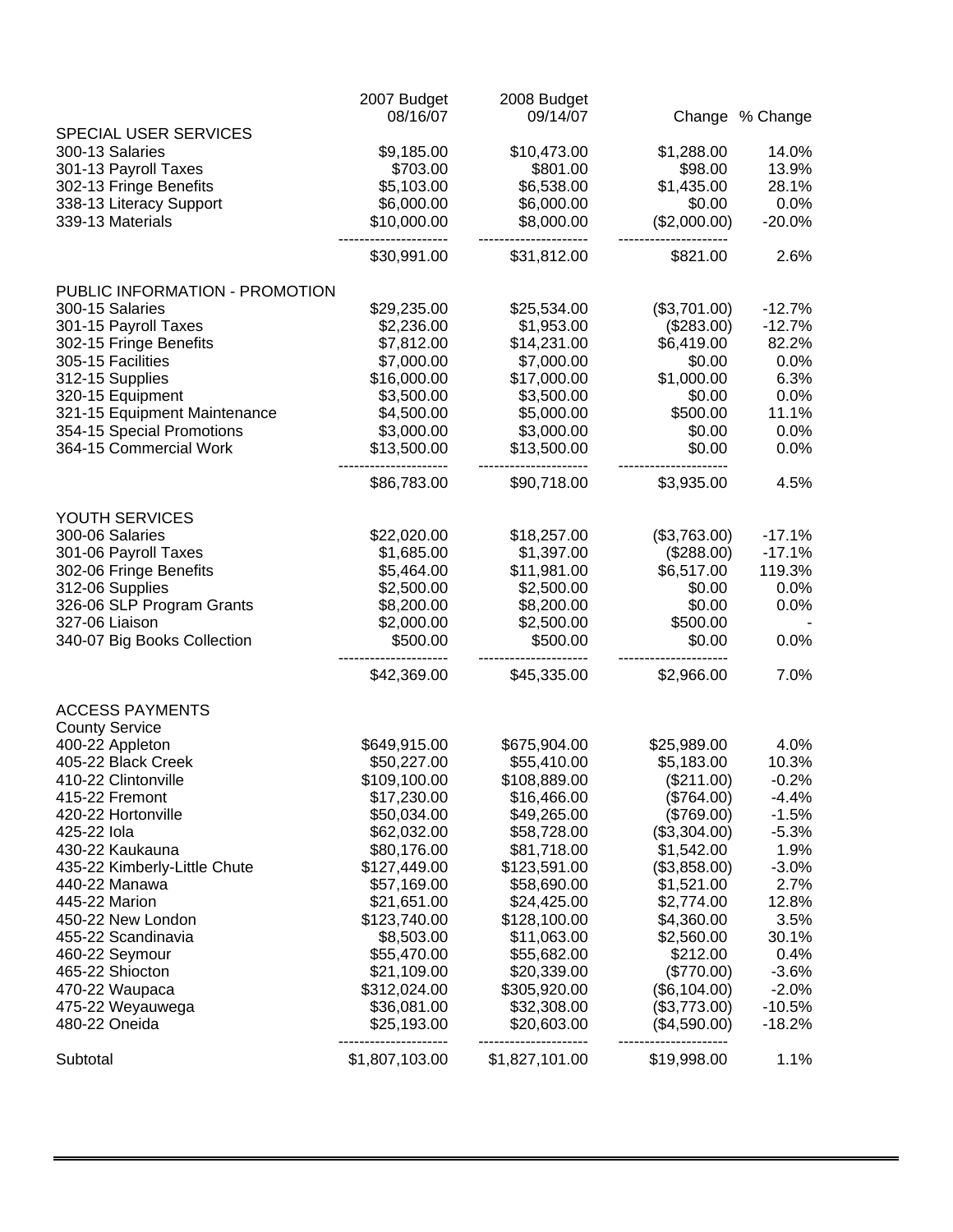| | 2007 Budget 08/16/07 | 2008 Budget 09/14/07 | Change | % Change |
|---|---|---|---|---|
| SPECIAL USER SERVICES | | | | |
| 300-13 Salaries | $9,185.00 | $10,473.00 | $1,288.00 | 14.0% |
| 301-13 Payroll Taxes | $703.00 | $801.00 | $98.00 | 13.9% |
| 302-13 Fringe Benefits | $5,103.00 | $6,538.00 | $1,435.00 | 28.1% |
| 338-13 Literacy Support | $6,000.00 | $6,000.00 | $0.00 | 0.0% |
| 339-13 Materials | $10,000.00 | $8,000.00 | ($2,000.00) | -20.0% |
| | $30,991.00 | $31,812.00 | $821.00 | 2.6% |
| PUBLIC INFORMATION - PROMOTION | | | | |
| 300-15 Salaries | $29,235.00 | $25,534.00 | ($3,701.00) | -12.7% |
| 301-15 Payroll Taxes | $2,236.00 | $1,953.00 | ($283.00) | -12.7% |
| 302-15 Fringe Benefits | $7,812.00 | $14,231.00 | $6,419.00 | 82.2% |
| 305-15 Facilities | $7,000.00 | $7,000.00 | $0.00 | 0.0% |
| 312-15 Supplies | $16,000.00 | $17,000.00 | $1,000.00 | 6.3% |
| 320-15 Equipment | $3,500.00 | $3,500.00 | $0.00 | 0.0% |
| 321-15 Equipment Maintenance | $4,500.00 | $5,000.00 | $500.00 | 11.1% |
| 354-15 Special Promotions | $3,000.00 | $3,000.00 | $0.00 | 0.0% |
| 364-15 Commercial Work | $13,500.00 | $13,500.00 | $0.00 | 0.0% |
| | $86,783.00 | $90,718.00 | $3,935.00 | 4.5% |
| YOUTH SERVICES | | | | |
| 300-06 Salaries | $22,020.00 | $18,257.00 | ($3,763.00) | -17.1% |
| 301-06 Payroll Taxes | $1,685.00 | $1,397.00 | ($288.00) | -17.1% |
| 302-06 Fringe Benefits | $5,464.00 | $11,981.00 | $6,517.00 | 119.3% |
| 312-06 Supplies | $2,500.00 | $2,500.00 | $0.00 | 0.0% |
| 326-06 SLP Program Grants | $8,200.00 | $8,200.00 | $0.00 | 0.0% |
| 327-06 Liaison | $2,000.00 | $2,500.00 | $500.00 | - |
| 340-07 Big Books Collection | $500.00 | $500.00 | $0.00 | 0.0% |
| | $42,369.00 | $45,335.00 | $2,966.00 | 7.0% |
| ACCESS PAYMENTS | | | | |
| County Service | | | | |
| 400-22 Appleton | $649,915.00 | $675,904.00 | $25,989.00 | 4.0% |
| 405-22 Black Creek | $50,227.00 | $55,410.00 | $5,183.00 | 10.3% |
| 410-22 Clintonville | $109,100.00 | $108,889.00 | ($211.00) | -0.2% |
| 415-22 Fremont | $17,230.00 | $16,466.00 | ($764.00) | -4.4% |
| 420-22 Hortonville | $50,034.00 | $49,265.00 | ($769.00) | -1.5% |
| 425-22 Iola | $62,032.00 | $58,728.00 | ($3,304.00) | -5.3% |
| 430-22 Kaukauna | $80,176.00 | $81,718.00 | $1,542.00 | 1.9% |
| 435-22 Kimberly-Little Chute | $127,449.00 | $123,591.00 | ($3,858.00) | -3.0% |
| 440-22 Manawa | $57,169.00 | $58,690.00 | $1,521.00 | 2.7% |
| 445-22 Marion | $21,651.00 | $24,425.00 | $2,774.00 | 12.8% |
| 450-22 New London | $123,740.00 | $128,100.00 | $4,360.00 | 3.5% |
| 455-22 Scandinavia | $8,503.00 | $11,063.00 | $2,560.00 | 30.1% |
| 460-22 Seymour | $55,470.00 | $55,682.00 | $212.00 | 0.4% |
| 465-22 Shiocton | $21,109.00 | $20,339.00 | ($770.00) | -3.6% |
| 470-22 Waupaca | $312,024.00 | $305,920.00 | ($6,104.00) | -2.0% |
| 475-22 Weyauwega | $36,081.00 | $32,308.00 | ($3,773.00) | -10.5% |
| 480-22 Oneida | $25,193.00 | $20,603.00 | ($4,590.00) | -18.2% |
| Subtotal | $1,807,103.00 | $1,827,101.00 | $19,998.00 | 1.1% |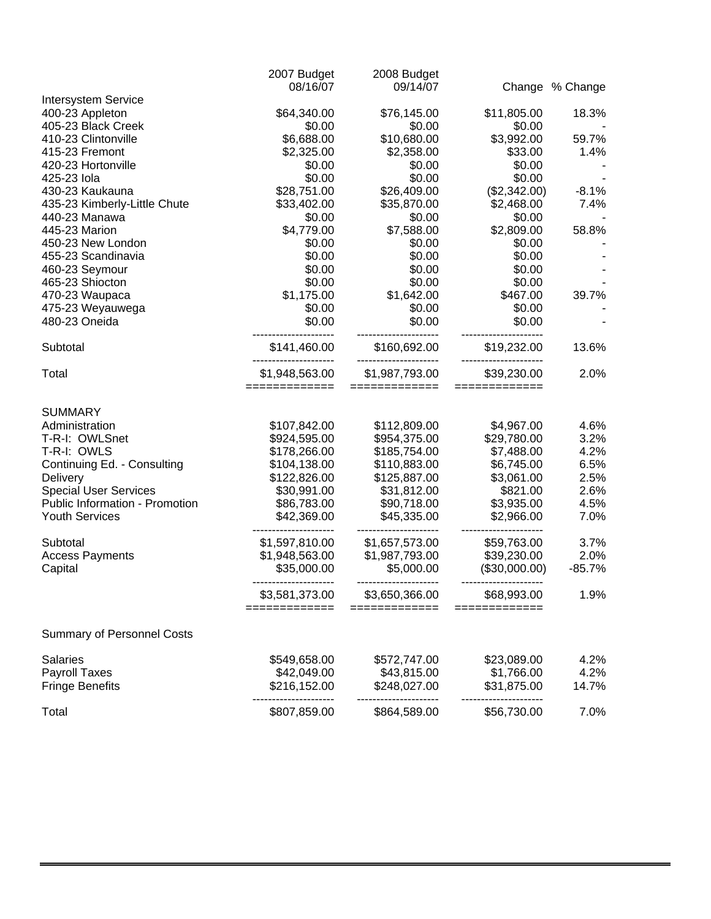| | 2007 Budget 08/16/07 | 2008 Budget 09/14/07 | Change | % Change |
|---|---|---|---|---|
| Intersystem Service | | | | |
| 400-23 Appleton | $64,340.00 | $76,145.00 | $11,805.00 | 18.3% |
| 405-23 Black Creek | $0.00 | $0.00 | $0.00 | - |
| 410-23 Clintonville | $6,688.00 | $10,680.00 | $3,992.00 | 59.7% |
| 415-23 Fremont | $2,325.00 | $2,358.00 | $33.00 | 1.4% |
| 420-23 Hortonville | $0.00 | $0.00 | $0.00 | - |
| 425-23 Iola | $0.00 | $0.00 | $0.00 | - |
| 430-23 Kaukauna | $28,751.00 | $26,409.00 | ($2,342.00) | -8.1% |
| 435-23 Kimberly-Little Chute | $33,402.00 | $35,870.00 | $2,468.00 | 7.4% |
| 440-23 Manawa | $0.00 | $0.00 | $0.00 | - |
| 445-23 Marion | $4,779.00 | $7,588.00 | $2,809.00 | 58.8% |
| 450-23 New London | $0.00 | $0.00 | $0.00 | - |
| 455-23 Scandinavia | $0.00 | $0.00 | $0.00 | - |
| 460-23 Seymour | $0.00 | $0.00 | $0.00 | - |
| 465-23 Shiocton | $0.00 | $0.00 | $0.00 | - |
| 470-23 Waupaca | $1,175.00 | $1,642.00 | $467.00 | 39.7% |
| 475-23 Weyauwega | $0.00 | $0.00 | $0.00 | - |
| 480-23 Oneida | $0.00 | $0.00 | $0.00 | - |
| Subtotal | $141,460.00 | $160,692.00 | $19,232.00 | 13.6% |
| Total | $1,948,563.00 | $1,987,793.00 | $39,230.00 | 2.0% |

| | 2007 Budget | 2008 Budget | Change | % Change |
|---|---|---|---|---|
| SUMMARY | | | | |
| Administration | $107,842.00 | $112,809.00 | $4,967.00 | 4.6% |
| T-R-I: OWLSnet | $924,595.00 | $954,375.00 | $29,780.00 | 3.2% |
| T-R-I: OWLS | $178,266.00 | $185,754.00 | $7,488.00 | 4.2% |
| Continuing Ed. - Consulting | $104,138.00 | $110,883.00 | $6,745.00 | 6.5% |
| Delivery | $122,826.00 | $125,887.00 | $3,061.00 | 2.5% |
| Special User Services | $30,991.00 | $31,812.00 | $821.00 | 2.6% |
| Public Information - Promotion | $86,783.00 | $90,718.00 | $3,935.00 | 4.5% |
| Youth Services | $42,369.00 | $45,335.00 | $2,966.00 | 7.0% |
| Subtotal | $1,597,810.00 | $1,657,573.00 | $59,763.00 | 3.7% |
| Access Payments | $1,948,563.00 | $1,987,793.00 | $39,230.00 | 2.0% |
| Capital | $35,000.00 | $5,000.00 | ($30,000.00) | -85.7% |
| | $3,581,373.00 | $3,650,366.00 | $68,993.00 | 1.9% |

| | 2007 Budget | 2008 Budget | Change | % Change |
|---|---|---|---|---|
| Summary of Personnel Costs | | | | |
| Salaries | $549,658.00 | $572,747.00 | $23,089.00 | 4.2% |
| Payroll Taxes | $42,049.00 | $43,815.00 | $1,766.00 | 4.2% |
| Fringe Benefits | $216,152.00 | $248,027.00 | $31,875.00 | 14.7% |
| Total | $807,859.00 | $864,589.00 | $56,730.00 | 7.0% |